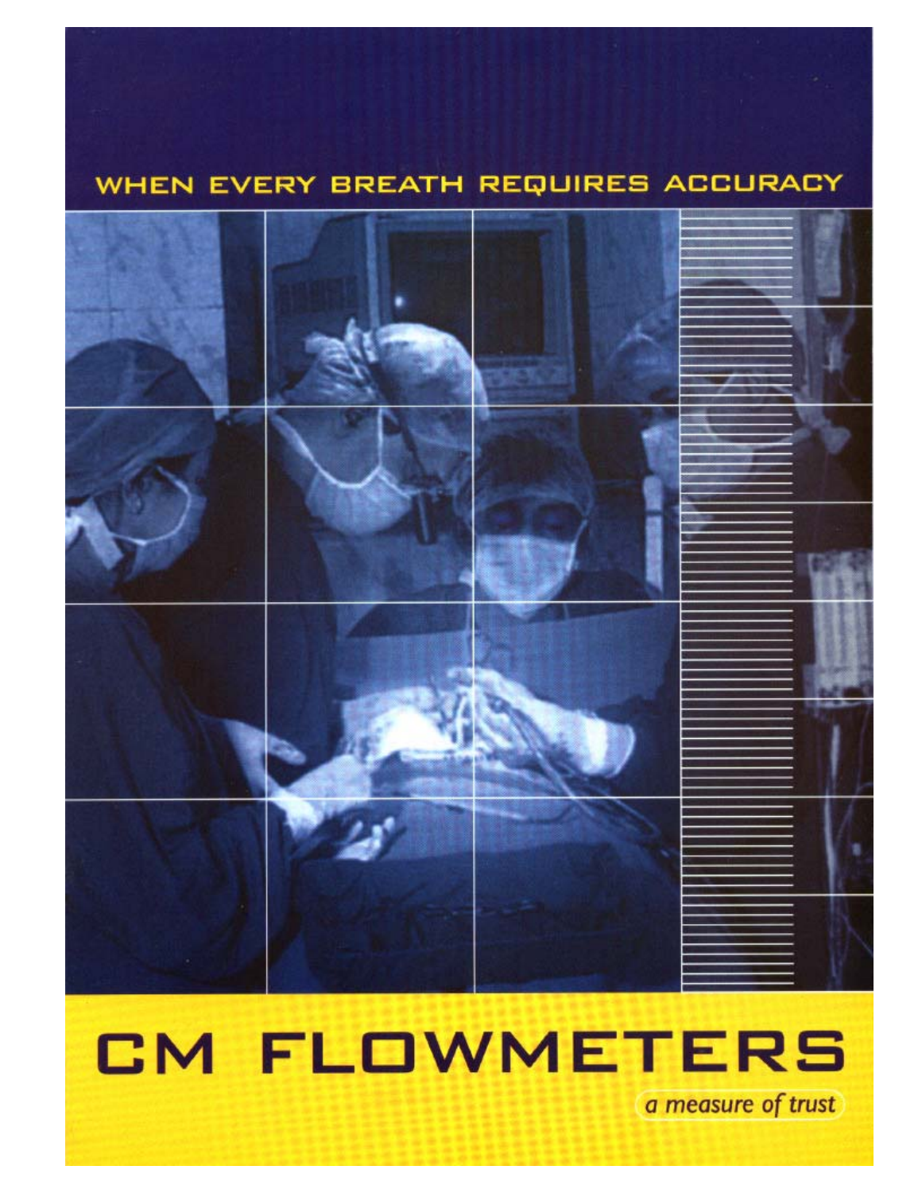WHEN EVERY BREATH REQUIRES ACCURACY

# CM FLOWMETERS

*a measure of trust*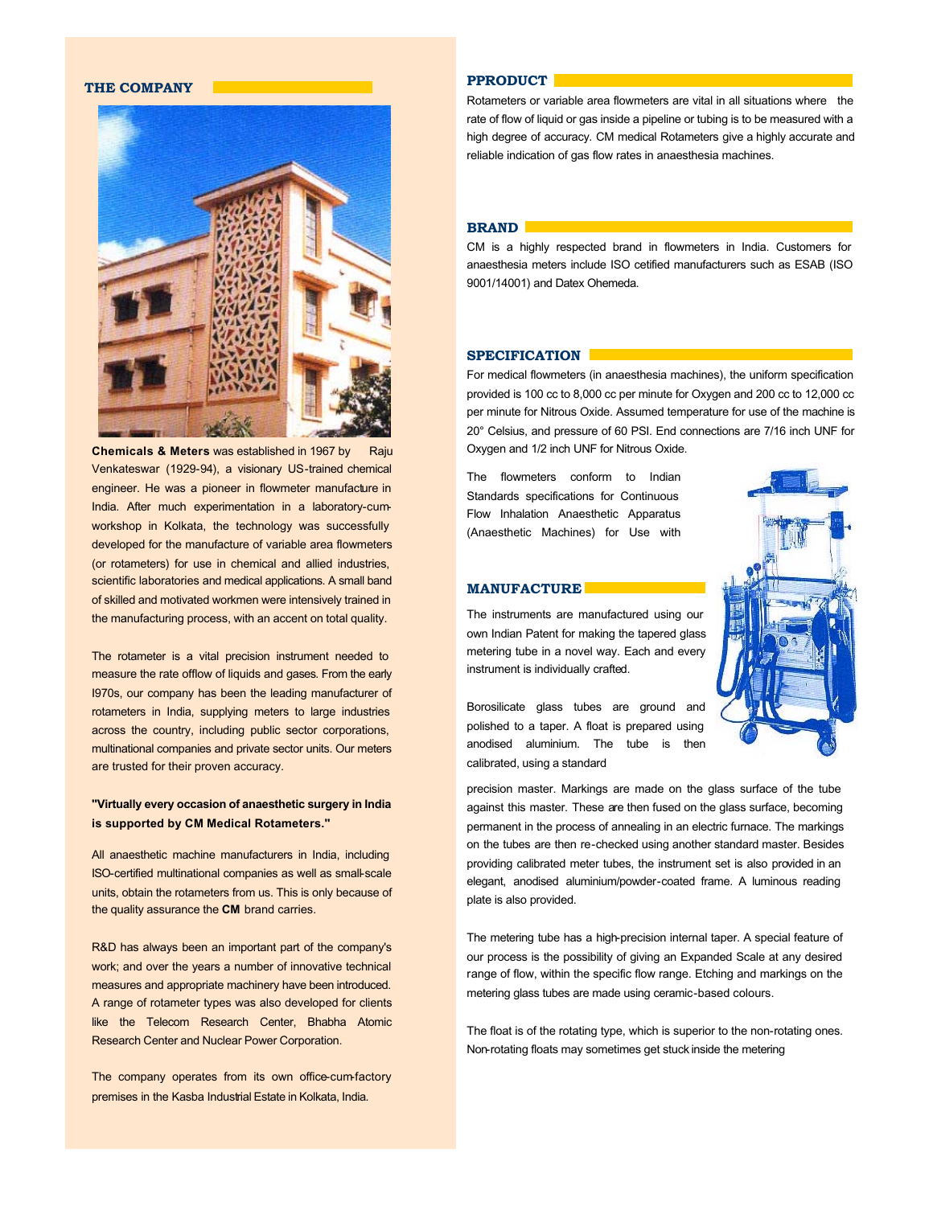## THE COMPANY

**Chemicals & Meters** was established in 1967 by Raju Venkateswar (1929-94), a visionary US-trained chemical engineer. He was a pioneer in flowmeter manufacture in India. After much experimentation in a laboratory-cum-workshop in Kolkata, the technology was successfully developed for the manufacture of variable area flowmeters (or rotameters) for use in chemical and allied industries, scientific laboratories and medical applications. A small band of skilled and motivated workmen were intensively trained in the manufacturing process, with an accent on total quality.

The rotameter is a vital precision instrument needed to measure the rate offlow of liquids and gases. From the early I970s, our company has been the leading manufacturer of rotameters in India, supplying meters to large industries across the country, including public sector corporations, multinational companies and private sector units. Our meters are trusted for their proven accuracy.

**"Virtually every occasion of anaesthetic surgery in India is supported by CM Medical Rotameters."**

All anaesthetic machine manufacturers in India, including ISO-certified multinational companies as well as small-scale units, obtain the rotameters from us. This is only because of the quality assurance the **CM** brand carries.

R&D has always been an important part of the company's work; and over the years a number of innovative technical measures and appropriate machinery have been introduced. A range of rotameter types was also developed for clients like the Telecom Research Center, Bhabha Atomic Research Center and Nuclear Power Corporation.

The company operates from its own office-cum-factory premises in the Kasba Industrial Estate in Kolkata, India.

## PPRODUCT

Rotameters or variable area flowmeters are vital in all situations where the rate of flow of liquid or gas inside a pipeline or tubing is to be measured with a high degree of accuracy. CM medical Rotameters give a highly accurate and reliable indication of gas flow rates in anaesthesia machines.

## BRAND

CM is a highly respected brand in flowmeters in India. Customers for anaesthesia meters include ISO cetified manufacturers such as ESAB (ISO 9001/14001) and Datex Ohemeda.

## SPECIFICATION

For medical flowmeters (in anaesthesia machines), the uniform specification provided is 100 cc to 8,000 cc per minute for Oxygen and 200 cc to 12,000 cc per minute for Nitrous Oxide. Assumed temperature for use of the machine is 20° Celsius, and pressure of 60 PSI. End connections are 7/16 inch UNF for Oxygen and 1/2 inch UNF for Nitrous Oxide.

The flowmeters conform to Indian Standards specifications for Continuous Flow Inhalation Anaesthetic Apparatus (Anaesthetic Machines) for Use with

## MANUFACTURE

The instruments are manufactured using our own Indian Patent for making the tapered glass metering tube in a novel way. Each and every instrument is individually crafted.

Borosilicate glass tubes are ground and polished to a taper. A float is prepared using anodised aluminium. The tube is then calibrated, using a standard precision master. Markings are made on the glass surface of the tube against this master. These are then fused on the glass surface, becoming permanent in the process of annealing in an electric furnace. The markings on the tubes are then re-checked using another standard master. Besides providing calibrated meter tubes, the instrument set is also provided in an elegant, anodised aluminium/powder-coated frame. A luminous reading plate is also provided.

The metering tube has a high-precision internal taper. A special feature of our process is the possibility of giving an Expanded Scale at any desired range of flow, within the specific flow range. Etching and markings on the metering glass tubes are made using ceramic-based colours.

The float is of the rotating type, which is superior to the non-rotating ones. Non-rotating floats may sometimes get stuck inside the metering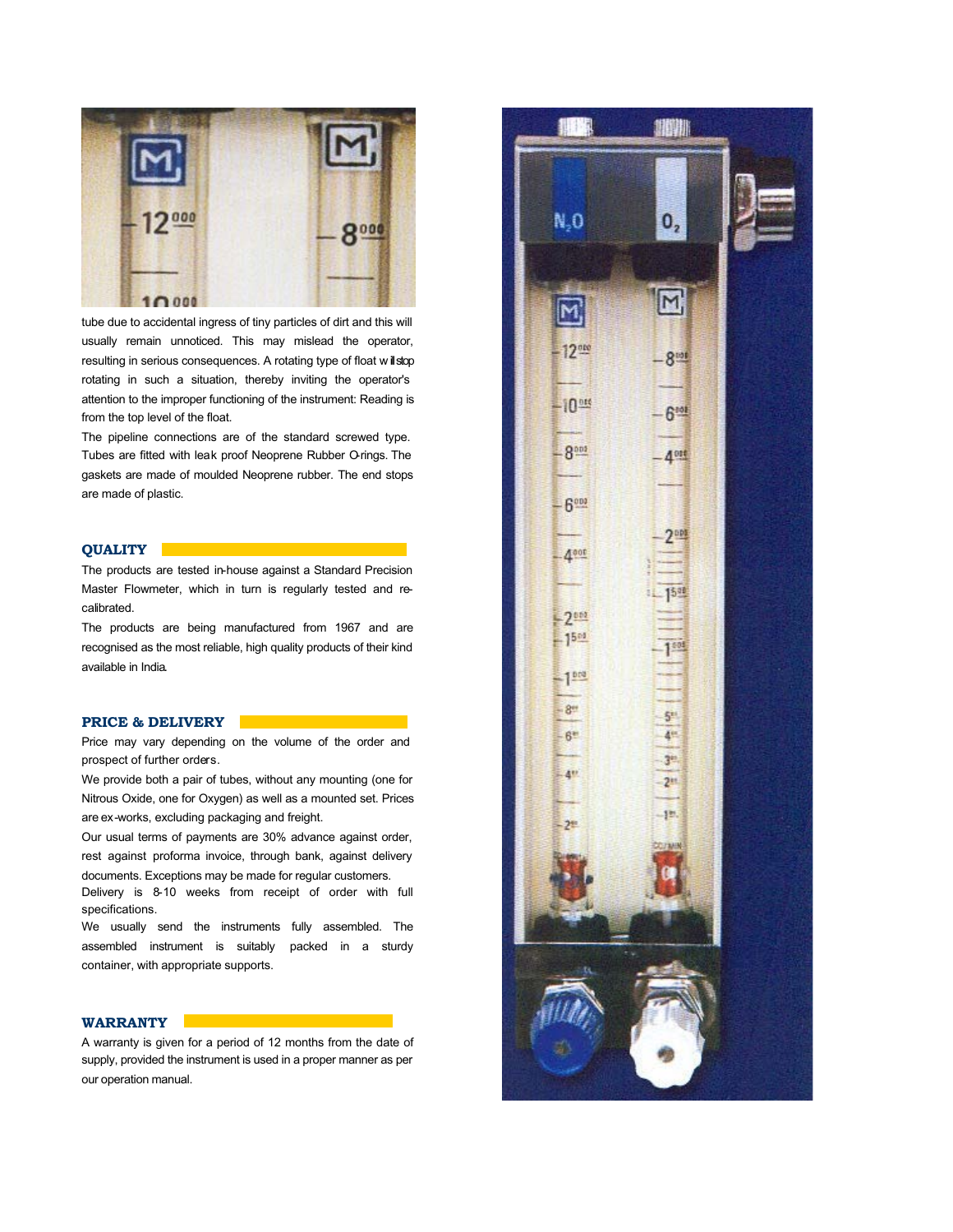tube due to accidental ingress of tiny particles of dirt and this will usually remain unnoticed. This may mislead the operator, resulting in serious consequences. A rotating type of float will stop rotating in such a situation, thereby inviting the operator's attention to the improper functioning of the instrument: Reading is from the top level of the float.

The pipeline connections are of the standard screwed type. Tubes are fitted with leak proof Neoprene Rubber O-rings. The gaskets are made of moulded Neoprene rubber. The end stops are made of plastic.

## QUALITY

The products are tested in-house against a Standard Precision Master Flowmeter, which in turn is regularly tested and re-calibrated.

The products are being manufactured from 1967 and are recognised as the most reliable, high quality products of their kind available in India.

## PRICE & DELIVERY

Price may vary depending on the volume of the order and prospect of further orders.

We provide both a pair of tubes, without any mounting (one for Nitrous Oxide, one for Oxygen) as well as a mounted set. Prices are ex-works, excluding packaging and freight.

Our usual terms of payments are 30% advance against order, rest against proforma invoice, through bank, against delivery documents. Exceptions may be made for regular customers.

Delivery is 8-10 weeks from receipt of order with full specifications.

We usually send the instruments fully assembled. The assembled instrument is suitably packed in a sturdy container, with appropriate supports.

## WARRANTY

A warranty is given for a period of 12 months from the date of supply, provided the instrument is used in a proper manner as per our operation manual.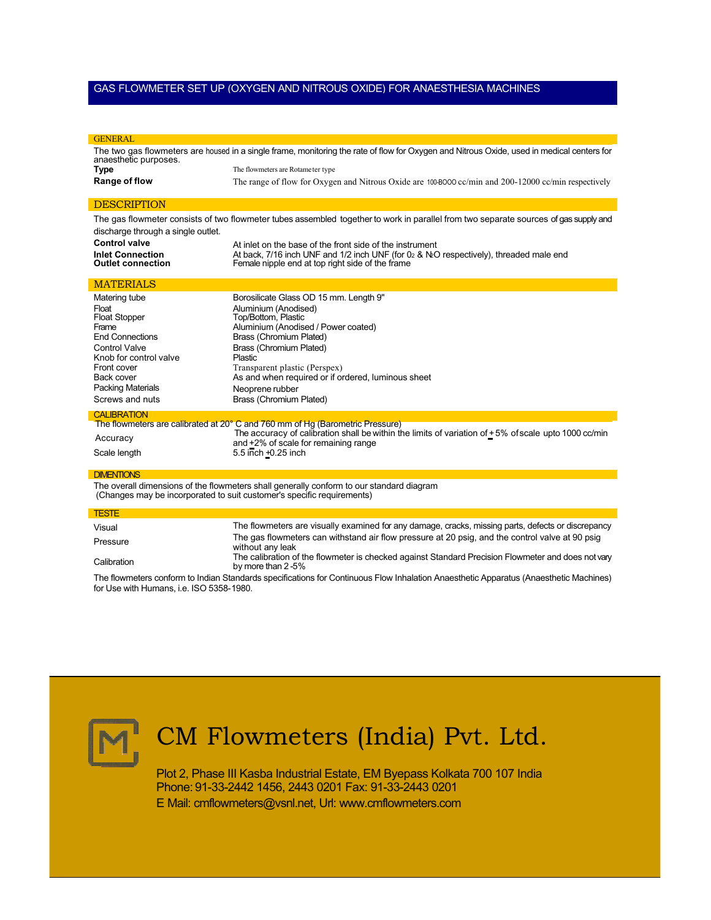# GAS FLOWMETER SET UP (OXYGEN AND NITROUS OXIDE) FOR ANAESTHESIA MACHINES

## GENERAL

The two gas flowmeters are housed in a single frame, monitoring the rate of flow for Oxygen and Nitrous Oxide, used in medical centers for anaesthetic purposes.

| | |
|---|---|
| **Type** | The flowmeters are Rotameter type |
| **Range of flow** | The range of flow for Oxygen and Nitrous Oxide are 100-8000 cc/min and 200-12000 cc/min respectively |

## DESCRIPTION

The gas flowmeter consists of two flowmeter tubes assembled together to work in parallel from two separate sources of gas supply and discharge through a single outlet.

| | |
|---|---|
| **Control valve** | At inlet on the base of the front side of the instrument |
| **Inlet Connection** | At back, 7/16 inch UNF and 1/2 inch UNF (for $O_2$ & $N_2O$ respectively), threaded male end |
| **Outlet connection** | Female nipple end at top right side of the frame |

## MATERIALS

| | |
|---|---|
| Matering tube | Borosilicate Glass OD 15 mm. Length 9" |
| Float | Aluminium (Anodised) |
| Float Stopper | Top/Bottom, Plastic |
| Frame | Aluminium (Anodised / Power coated) |
| End Connections | Brass (Chromium Plated) |
| Control Valve | Brass (Chromium Plated) |
| Knob for control valve | Plastic |
| Front cover | Transparent plastic (Perspex) |
| Back cover | As and when required or if ordered, luminous sheet |
| Packing Materials | Neoprene rubber |
| Screws and nuts | Brass (Chromium Plated) |

## CALIBRATION

The flowmeters are calibrated at 20° C and 760 mm of Hg (Barometric Pressure)

| | |
|---|---|
| Accuracy | The accuracy of calibration shall be within the limits of variation of ±5% of scale upto 1000 cc/min and ±2% of scale for remaining range |
| Scale length | 5.5 inch ±0.25 inch |

## DIMENTIONS

The overall dimensions of the flowmeters shall generally conform to our standard diagram
(Changes may be incorporated to suit customer's specific requirements)

## TESTE

| | |
|---|---|
| Visual | The flowmeters are visually examined for any damage, cracks, missing parts, defects or discrepancy |
| Pressure | The gas flowmeters can withstand air flow pressure at 20 psig, and the control valve at 90 psig without any leak |
| Calibration | The calibration of the flowmeter is checked against Standard Precision Flowmeter and does not vary by more than 2-5% |

The flowmeters conform to Indian Standards specifications for Continuous Flow Inhalation Anaesthetic Apparatus (Anaesthetic Machines) for Use with Humans, i.e. ISO 5358-1980.

---

# CM Flowmeters (India) Pvt. Ltd.

Plot 2, Phase III Kasba Industrial Estate, EM Byepass Kolkata 700 107 India
Phone: 91-33-2442 1456, 2443 0201 Fax: 91-33-2443 0201
E Mail: cmflowmeters@vsnl.net, Url: www.cmflowmeters.com